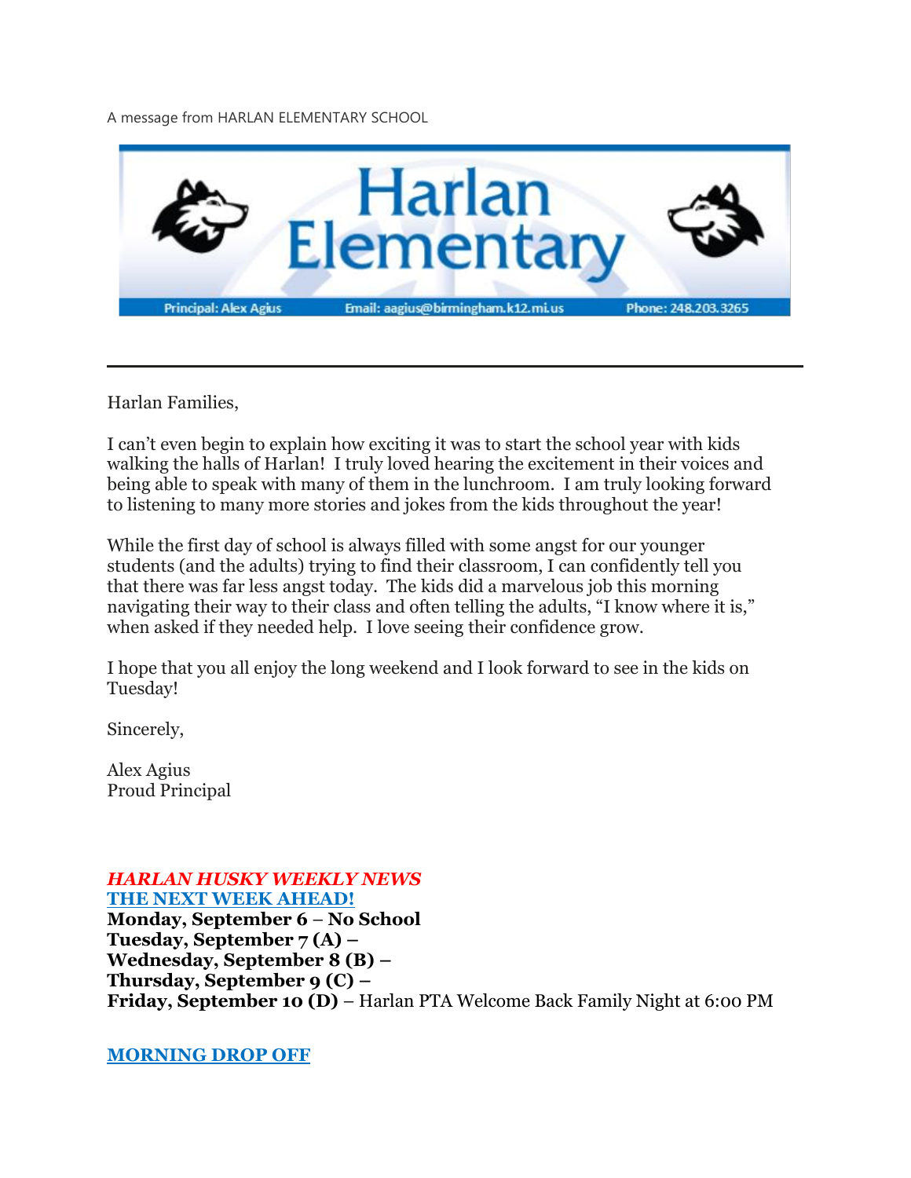A message from HARLAN ELEMENTARY SCHOOL

# Harlan Elementary

Principal: Alex Agius | Email: aagius@birmingham.k12.mi.us | Phone: 248.203.3265

---

Harlan Families,

I can't even begin to explain how exciting it was to start the school year with kids walking the halls of Harlan! I truly loved hearing the excitement in their voices and being able to speak with many of them in the lunchroom. I am truly looking forward to listening to many more stories and jokes from the kids throughout the year!

While the first day of school is always filled with some angst for our younger students (and the adults) trying to find their classroom, I can confidently tell you that there was far less angst today. The kids did a marvelous job this morning navigating their way to their class and often telling the adults, "I know where it is," when asked if they needed help. I love seeing their confidence grow.

I hope that you all enjoy the long weekend and I look forward to see in the kids on Tuesday!

Sincerely,

Alex Agius
Proud Principal

***HARLAN HUSKY WEEKLY NEWS***

**THE NEXT WEEK AHEAD!**

**Monday, September 6** – **No School**
**Tuesday, September 7 (A)** –
**Wednesday, September 8 (B)** –
**Thursday, September 9 (C)** –
**Friday, September 10 (D)** – Harlan PTA Welcome Back Family Night at 6:00 PM

**MORNING DROP OFF**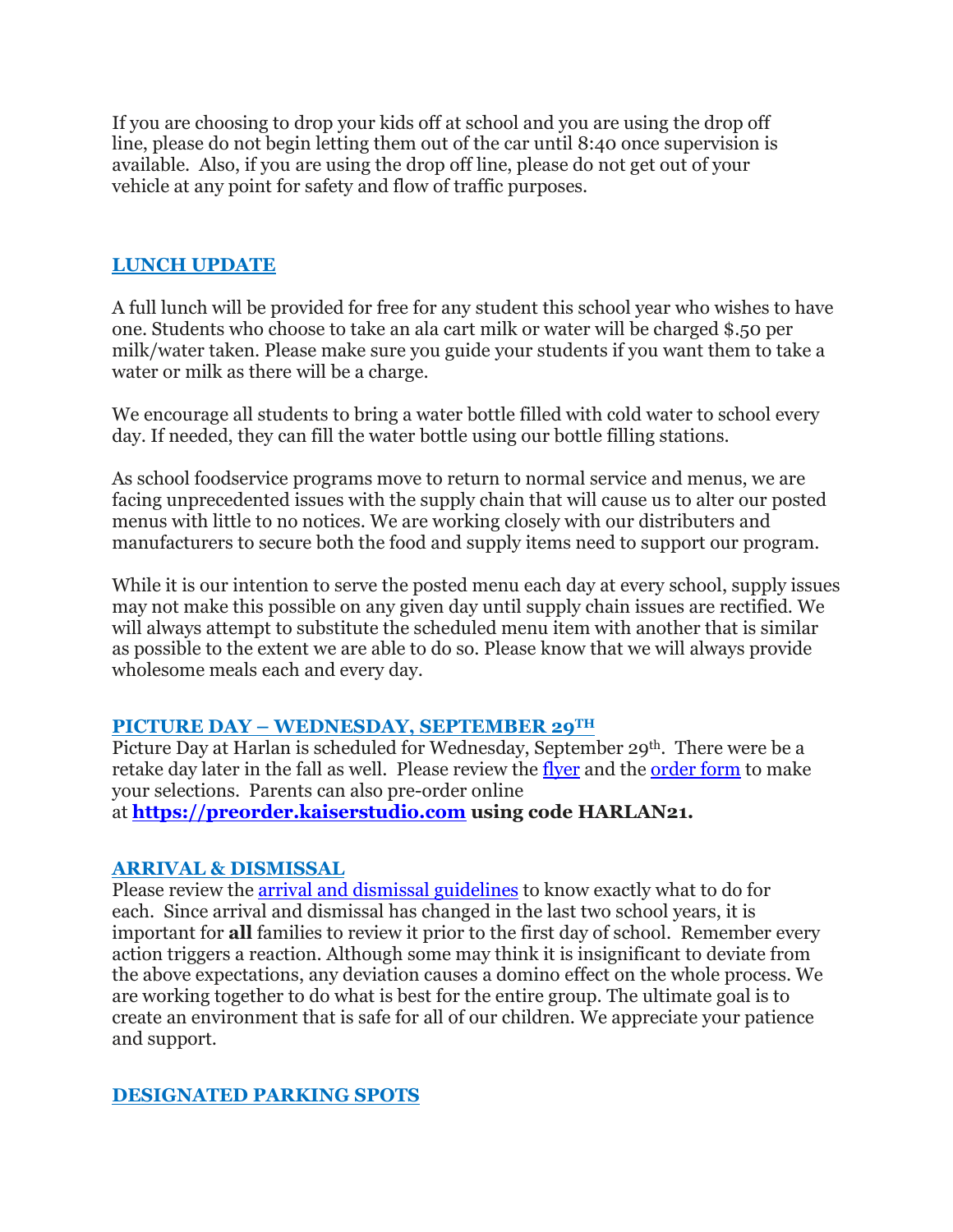If you are choosing to drop your kids off at school and you are using the drop off line, please do not begin letting them out of the car until 8:40 once supervision is available. Also, if you are using the drop off line, please do not get out of your vehicle at any point for safety and flow of traffic purposes.

## LUNCH UPDATE

A full lunch will be provided for free for any student this school year who wishes to have one. Students who choose to take an ala cart milk or water will be charged $.50 per milk/water taken. Please make sure you guide your students if you want them to take a water or milk as there will be a charge.

We encourage all students to bring a water bottle filled with cold water to school every day. If needed, they can fill the water bottle using our bottle filling stations.

As school foodservice programs move to return to normal service and menus, we are facing unprecedented issues with the supply chain that will cause us to alter our posted menus with little to no notices. We are working closely with our distributers and manufacturers to secure both the food and supply items need to support our program.

While it is our intention to serve the posted menu each day at every school, supply issues may not make this possible on any given day until supply chain issues are rectified. We will always attempt to substitute the scheduled menu item with another that is similar as possible to the extent we are able to do so. Please know that we will always provide wholesome meals each and every day.

## PICTURE DAY – WEDNESDAY, SEPTEMBER 29TH

Picture Day at Harlan is scheduled for Wednesday, September 29th. There were be a retake day later in the fall as well. Please review the flyer and the order form to make your selections. Parents can also pre-order online at **https://preorder.kaiserstudio.com using code HARLAN21.**

## ARRIVAL & DISMISSAL

Please review the arrival and dismissal guidelines to know exactly what to do for each. Since arrival and dismissal has changed in the last two school years, it is important for **all** families to review it prior to the first day of school. Remember every action triggers a reaction. Although some may think it is insignificant to deviate from the above expectations, any deviation causes a domino effect on the whole process. We are working together to do what is best for the entire group. The ultimate goal is to create an environment that is safe for all of our children. We appreciate your patience and support.

## DESIGNATED PARKING SPOTS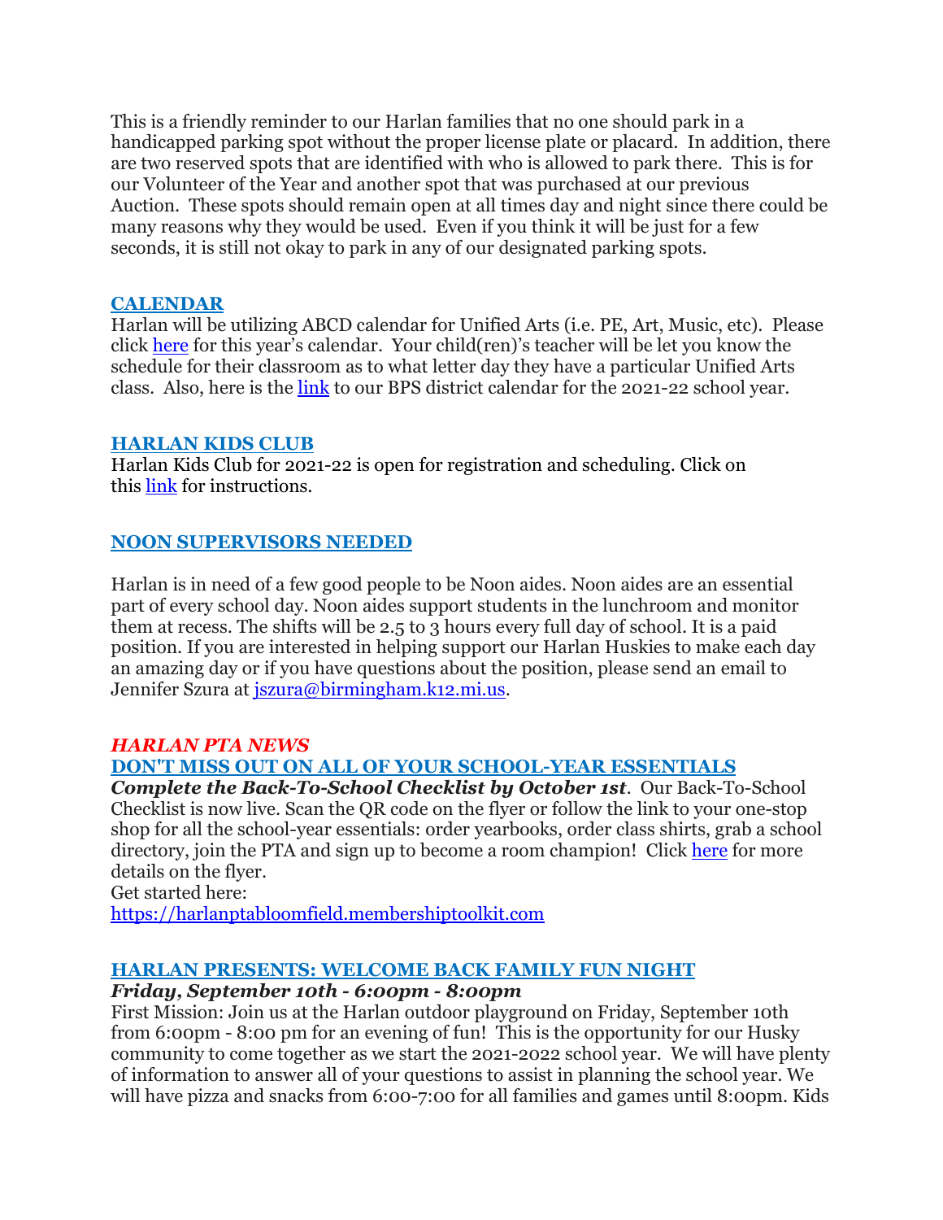This is a friendly reminder to our Harlan families that no one should park in a handicapped parking spot without the proper license plate or placard. In addition, there are two reserved spots that are identified with who is allowed to park there. This is for our Volunteer of the Year and another spot that was purchased at our previous Auction. These spots should remain open at all times day and night since there could be many reasons why they would be used. Even if you think it will be just for a few seconds, it is still not okay to park in any of our designated parking spots.

### CALENDAR

Harlan will be utilizing ABCD calendar for Unified Arts (i.e. PE, Art, Music, etc). Please click here for this year's calendar. Your child(ren)'s teacher will be let you know the schedule for their classroom as to what letter day they have a particular Unified Arts class. Also, here is the link to our BPS district calendar for the 2021-22 school year.

### HARLAN KIDS CLUB

Harlan Kids Club for 2021-22 is open for registration and scheduling. Click on this link for instructions.

### NOON SUPERVISORS NEEDED

Harlan is in need of a few good people to be Noon aides. Noon aides are an essential part of every school day. Noon aides support students in the lunchroom and monitor them at recess. The shifts will be 2.5 to 3 hours every full day of school. It is a paid position. If you are interested in helping support our Harlan Huskies to make each day an amazing day or if you have questions about the position, please send an email to Jennifer Szura at jszura@birmingham.k12.mi.us.

## *HARLAN PTA NEWS*

### DON'T MISS OUT ON ALL OF YOUR SCHOOL-YEAR ESSENTIALS

***Complete the Back-To-School Checklist by October 1st***. Our Back-To-School Checklist is now live. Scan the QR code on the flyer or follow the link to your one-stop shop for all the school-year essentials: order yearbooks, order class shirts, grab a school directory, join the PTA and sign up to become a room champion! Click here for more details on the flyer.

Get started here:

https://harlanptabloomfield.membershiptoolkit.com

### HARLAN PRESENTS: WELCOME BACK FAMILY FUN NIGHT

***Friday, September 10th - 6:00pm - 8:00pm***

First Mission: Join us at the Harlan outdoor playground on Friday, September 10th from 6:00pm - 8:00 pm for an evening of fun! This is the opportunity for our Husky community to come together as we start the 2021-2022 school year. We will have plenty of information to answer all of your questions to assist in planning the school year. We will have pizza and snacks from 6:00-7:00 for all families and games until 8:00pm. Kids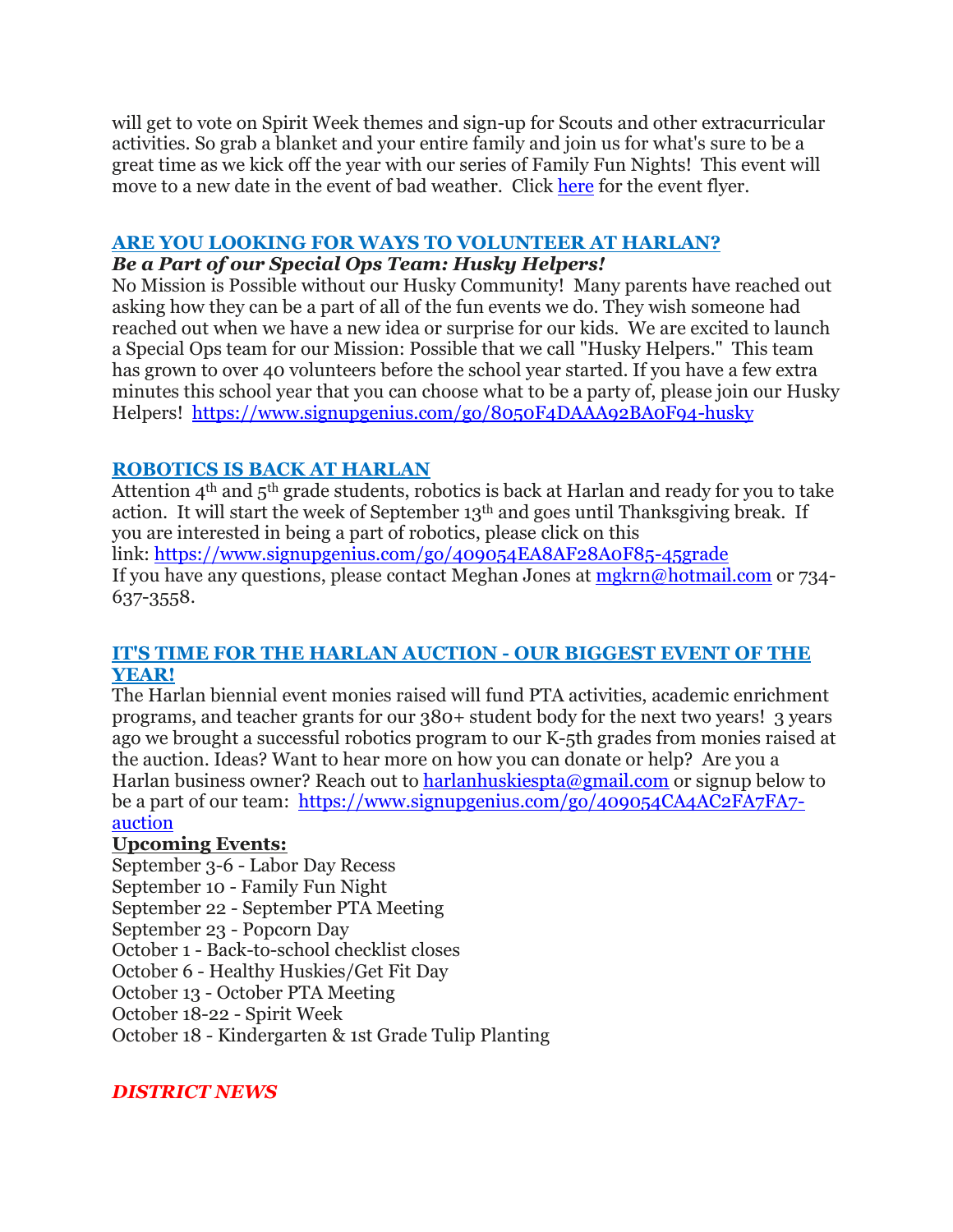will get to vote on Spirit Week themes and sign-up for Scouts and other extracurricular activities. So grab a blanket and your entire family and join us for what's sure to be a great time as we kick off the year with our series of Family Fun Nights! This event will move to a new date in the event of bad weather. Click [here]() for the event flyer.

## [ARE YOU LOOKING FOR WAYS TO VOLUNTEER AT HARLAN?]()

***Be a Part of our Special Ops Team: Husky Helpers!***

No Mission is Possible without our Husky Community! Many parents have reached out asking how they can be a part of all of the fun events we do. They wish someone had reached out when we have a new idea or surprise for our kids. We are excited to launch a Special Ops team for our Mission: Possible that we call "Husky Helpers." This team has grown to over 40 volunteers before the school year started. If you have a few extra minutes this school year that you can choose what to be a party of, please join our Husky Helpers! https://www.signupgenius.com/go/8050F4DAAA92BA0F94-husky

## [ROBOTICS IS BACK AT HARLAN]()

Attention 4th and 5th grade students, robotics is back at Harlan and ready for you to take action. It will start the week of September 13th and goes until Thanksgiving break. If you are interested in being a part of robotics, please click on this link: https://www.signupgenius.com/go/409054EA8AF28A0F85-45grade
If you have any questions, please contact Meghan Jones at mgkrn@hotmail.com or 734-637-3558.

## [IT'S TIME FOR THE HARLAN AUCTION - OUR BIGGEST EVENT OF THE YEAR!]()

The Harlan biennial event monies raised will fund PTA activities, academic enrichment programs, and teacher grants for our 380+ student body for the next two years! 3 years ago we brought a successful robotics program to our K-5th grades from monies raised at the auction. Ideas? Want to hear more on how you can donate or help? Are you a Harlan business owner? Reach out to harlanhuskiespta@gmail.com or signup below to be a part of our team: https://www.signupgenius.com/go/409054CA4AC2FA7FA7-auction

**Upcoming Events:**

September 3-6 - Labor Day Recess
September 10 - Family Fun Night
September 22 - September PTA Meeting
September 23 - Popcorn Day
October 1 - Back-to-school checklist closes
October 6 - Healthy Huskies/Get Fit Day
October 13 - October PTA Meeting
October 18-22 - Spirit Week
October 18 - Kindergarten & 1st Grade Tulip Planting

## *DISTRICT NEWS*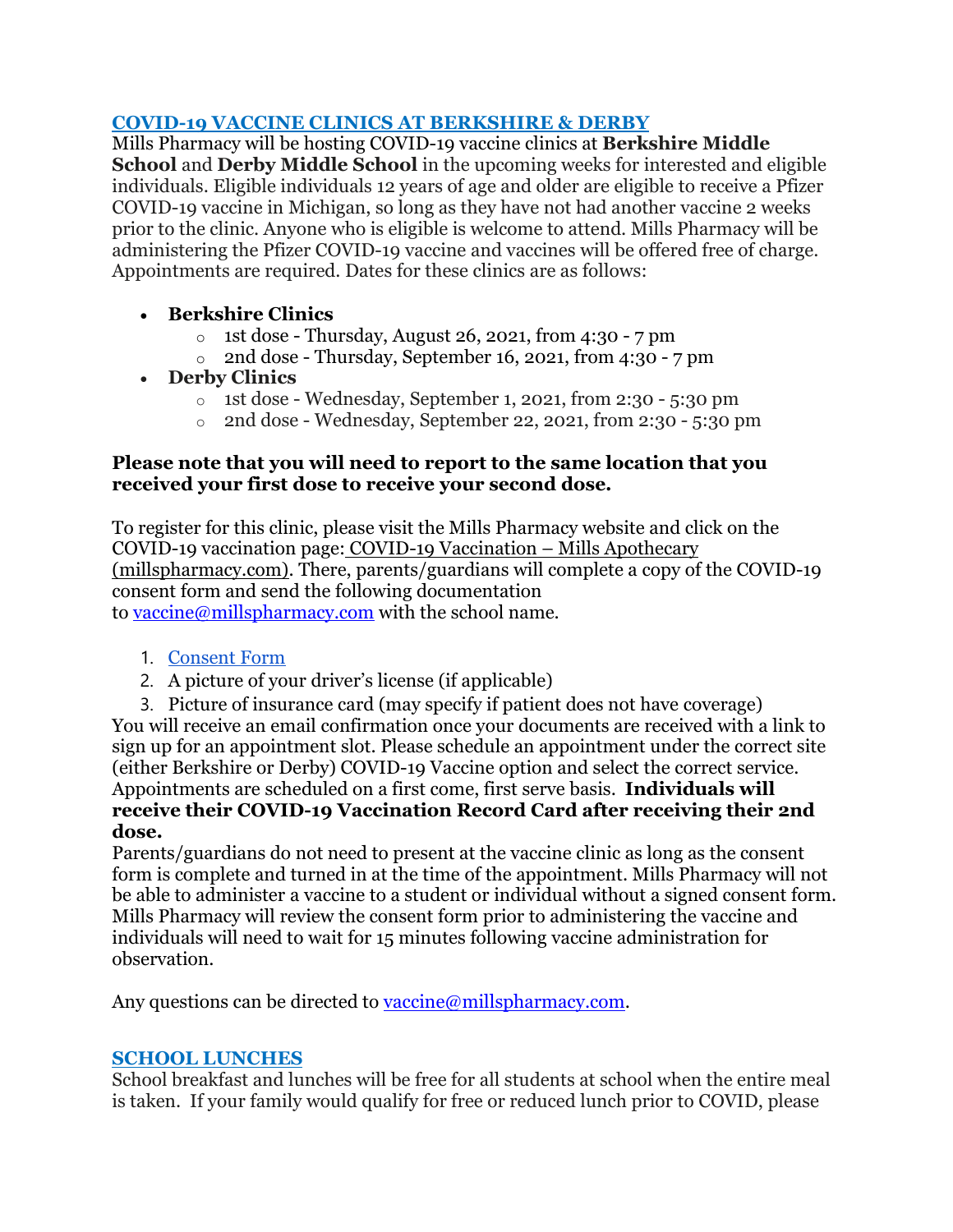## COVID-19 VACCINE CLINICS AT BERKSHIRE & DERBY

Mills Pharmacy will be hosting COVID-19 vaccine clinics at **Berkshire Middle School** and **Derby Middle School** in the upcoming weeks for interested and eligible individuals. Eligible individuals 12 years of age and older are eligible to receive a Pfizer COVID-19 vaccine in Michigan, so long as they have not had another vaccine 2 weeks prior to the clinic. Anyone who is eligible is welcome to attend. Mills Pharmacy will be administering the Pfizer COVID-19 vaccine and vaccines will be offered free of charge. Appointments are required. Dates for these clinics are as follows:

- **Berkshire Clinics**
  - 1st dose - Thursday, August 26, 2021, from 4:30 - 7 pm
  - 2nd dose - Thursday, September 16, 2021, from 4:30 - 7 pm
- **Derby Clinics**
  - 1st dose - Wednesday, September 1, 2021, from 2:30 - 5:30 pm
  - 2nd dose - Wednesday, September 22, 2021, from 2:30 - 5:30 pm

**Please note that you will need to report to the same location that you received your first dose to receive your second dose.**

To register for this clinic, please visit the Mills Pharmacy website and click on the COVID-19 vaccination page: COVID-19 Vaccination – Mills Apothecary (millspharmacy.com). There, parents/guardians will complete a copy of the COVID-19 consent form and send the following documentation to vaccine@millspharmacy.com with the school name.

1. Consent Form
2. A picture of your driver's license (if applicable)
3. Picture of insurance card (may specify if patient does not have coverage)

You will receive an email confirmation once your documents are received with a link to sign up for an appointment slot. Please schedule an appointment under the correct site (either Berkshire or Derby) COVID-19 Vaccine option and select the correct service. Appointments are scheduled on a first come, first serve basis. **Individuals will receive their COVID-19 Vaccination Record Card after receiving their 2nd dose.**

Parents/guardians do not need to present at the vaccine clinic as long as the consent form is complete and turned in at the time of the appointment. Mills Pharmacy will not be able to administer a vaccine to a student or individual without a signed consent form. Mills Pharmacy will review the consent form prior to administering the vaccine and individuals will need to wait for 15 minutes following vaccine administration for observation.

Any questions can be directed to vaccine@millspharmacy.com.

## SCHOOL LUNCHES

School breakfast and lunches will be free for all students at school when the entire meal is taken. If your family would qualify for free or reduced lunch prior to COVID, please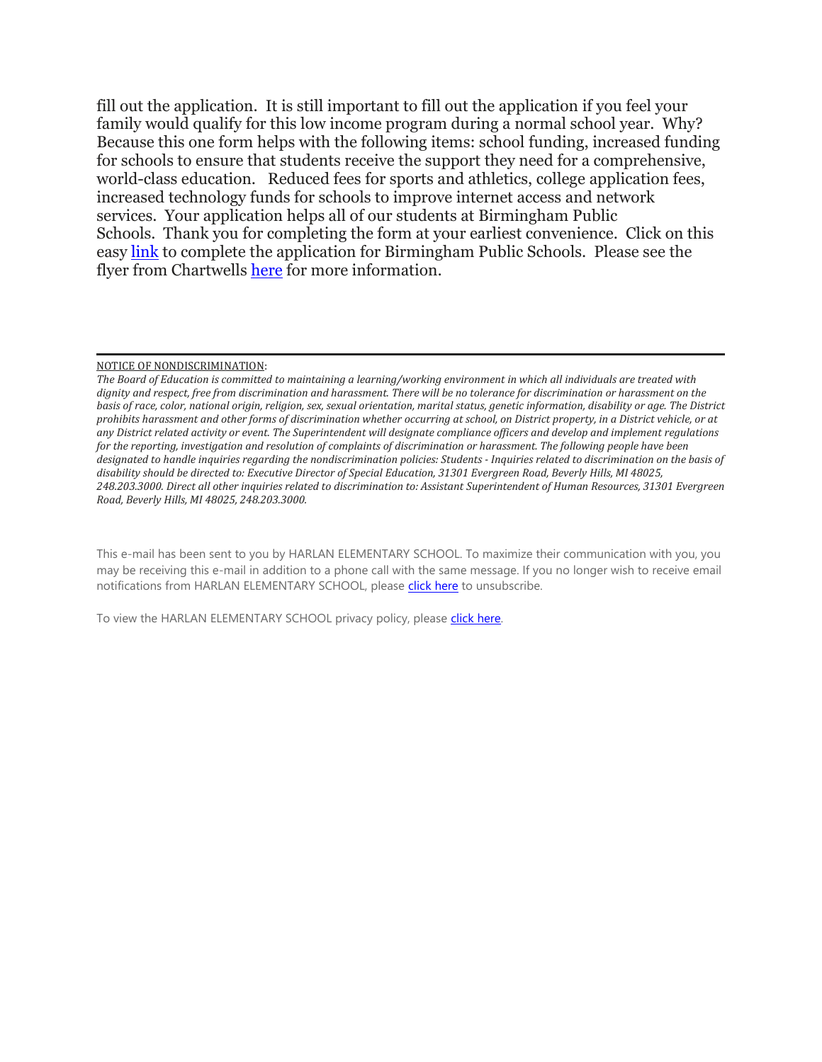fill out the application. It is still important to fill out the application if you feel your family would qualify for this low income program during a normal school year. Why? Because this one form helps with the following items: school funding, increased funding for schools to ensure that students receive the support they need for a comprehensive, world-class education. Reduced fees for sports and athletics, college application fees, increased technology funds for schools to improve internet access and network services. Your application helps all of our students at Birmingham Public Schools. Thank you for completing the form at your earliest convenience. Click on this easy link to complete the application for Birmingham Public Schools. Please see the flyer from Chartwells here for more information.

---

NOTICE OF NONDISCRIMINATION:

*The Board of Education is committed to maintaining a learning/working environment in which all individuals are treated with dignity and respect, free from discrimination and harassment. There will be no tolerance for discrimination or harassment on the basis of race, color, national origin, religion, sex, sexual orientation, marital status, genetic information, disability or age. The District prohibits harassment and other forms of discrimination whether occurring at school, on District property, in a District vehicle, or at any District related activity or event. The Superintendent will designate compliance officers and develop and implement regulations for the reporting, investigation and resolution of complaints of discrimination or harassment. The following people have been designated to handle inquiries regarding the nondiscrimination policies: Students - Inquiries related to discrimination on the basis of disability should be directed to: Executive Director of Special Education, 31301 Evergreen Road, Beverly Hills, MI 48025, 248.203.3000. Direct all other inquiries related to discrimination to: Assistant Superintendent of Human Resources, 31301 Evergreen Road, Beverly Hills, MI 48025, 248.203.3000.*

This e-mail has been sent to you by HARLAN ELEMENTARY SCHOOL. To maximize their communication with you, you may be receiving this e-mail in addition to a phone call with the same message. If you no longer wish to receive email notifications from HARLAN ELEMENTARY SCHOOL, please click here to unsubscribe.

To view the HARLAN ELEMENTARY SCHOOL privacy policy, please click here.